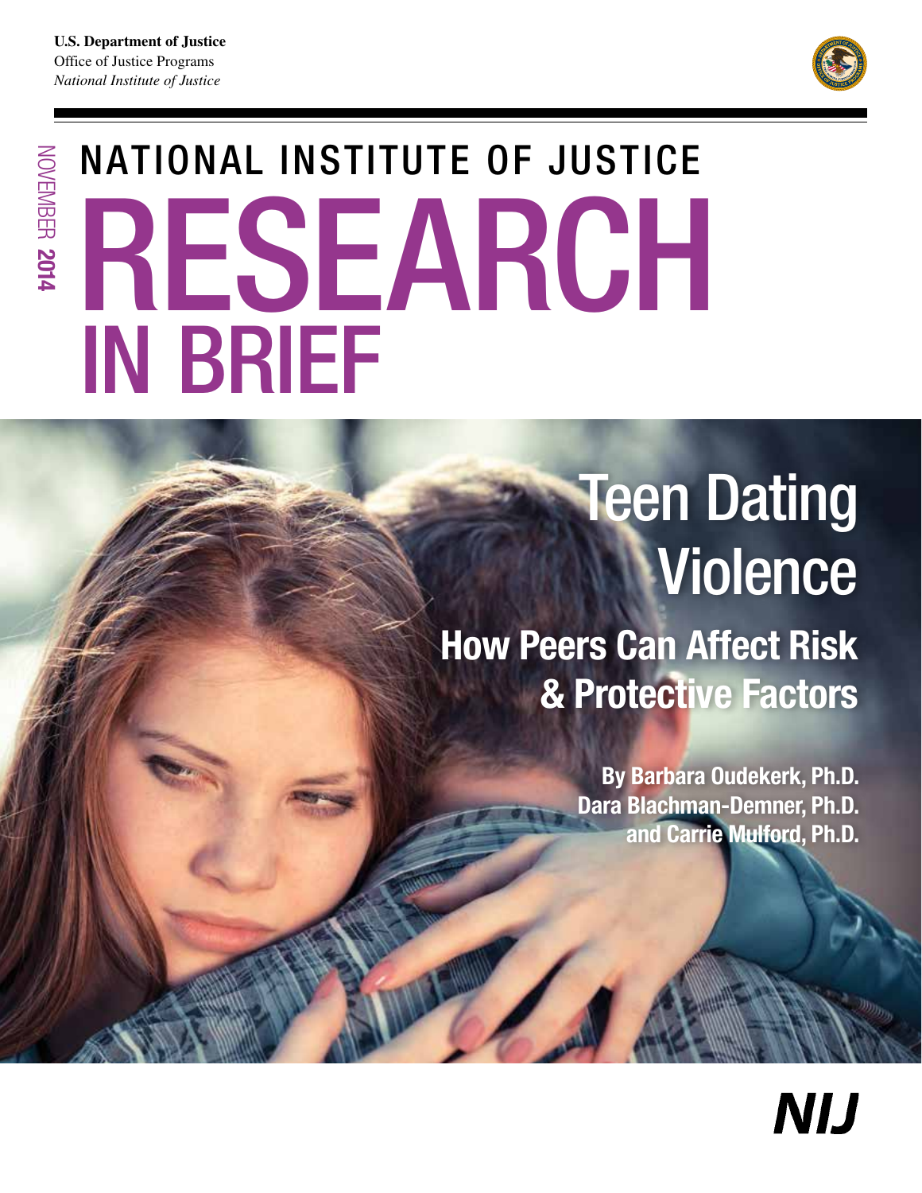U.S. Department of Justice
Office of Justice Programs
*National Institute of Justice*

NOVEMBER **2014**

# NATIONAL INSTITUTE OF JUSTICE RESEARCH IN BRIEF

# Teen Dating Violence

## How Peers Can Affect Risk & Protective Factors

**By Barbara Oudekerk, Ph.D.**
**Dara Blachman-Demner, Ph.D.**
**and Carrie Mulford, Ph.D.**

NIJ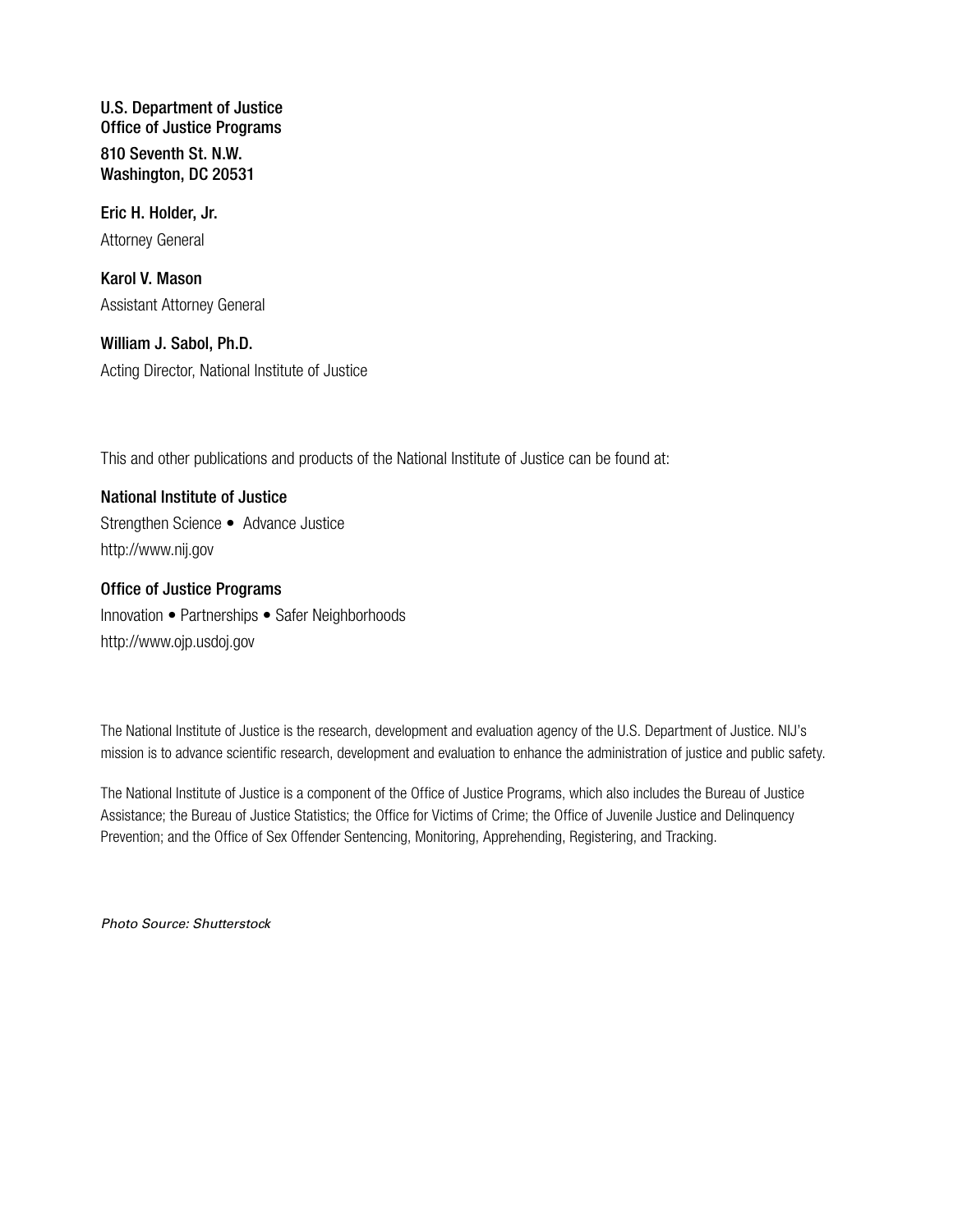**U.S. Department of Justice**
**Office of Justice Programs**

**810 Seventh St. N.W.**
**Washington, DC 20531**

**Eric H. Holder, Jr.**
Attorney General

**Karol V. Mason**
Assistant Attorney General

**William J. Sabol, Ph.D.**
Acting Director, National Institute of Justice

This and other publications and products of the National Institute of Justice can be found at:

**National Institute of Justice**
Strengthen Science • Advance Justice
http://www.nij.gov

**Office of Justice Programs**
Innovation • Partnerships • Safer Neighborhoods
http://www.ojp.usdoj.gov

The National Institute of Justice is the research, development and evaluation agency of the U.S. Department of Justice. NIJ's mission is to advance scientific research, development and evaluation to enhance the administration of justice and public safety.

The National Institute of Justice is a component of the Office of Justice Programs, which also includes the Bureau of Justice Assistance; the Bureau of Justice Statistics; the Office for Victims of Crime; the Office of Juvenile Justice and Delinquency Prevention; and the Office of Sex Offender Sentencing, Monitoring, Apprehending, Registering, and Tracking.

*Photo Source: Shutterstock*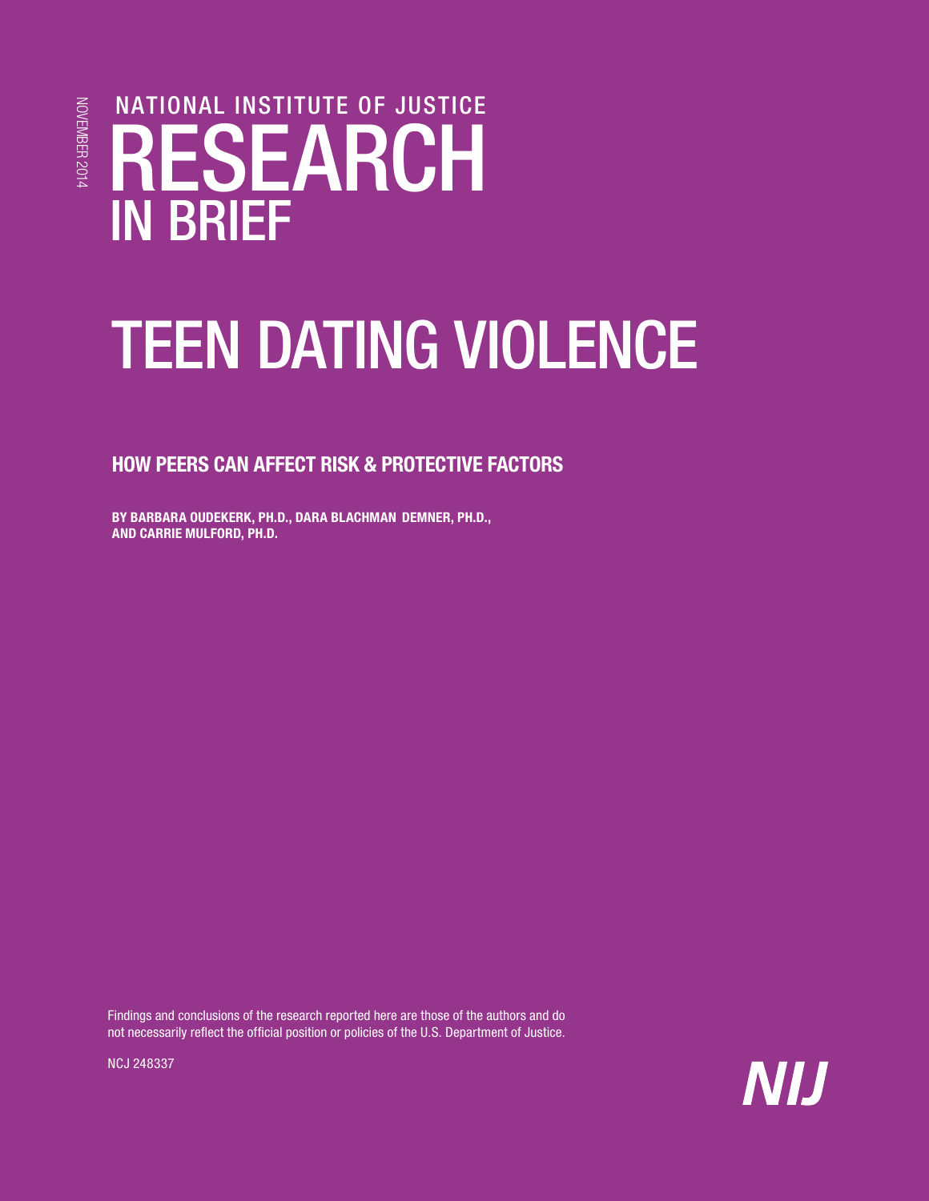NOVEMBER 2014

# NATIONAL INSTITUTE OF JUSTICE RESEARCH IN BRIEF

# TEEN DATING VIOLENCE

## HOW PEERS CAN AFFECT RISK & PROTECTIVE FACTORS

**BY BARBARA OUDEKERK, PH.D., DARA BLACHMAN DEMNER, PH.D., AND CARRIE MULFORD, PH.D.**

Findings and conclusions of the research reported here are those of the authors and do not necessarily reflect the official position or policies of the U.S. Department of Justice.

NCJ 248337

NIJ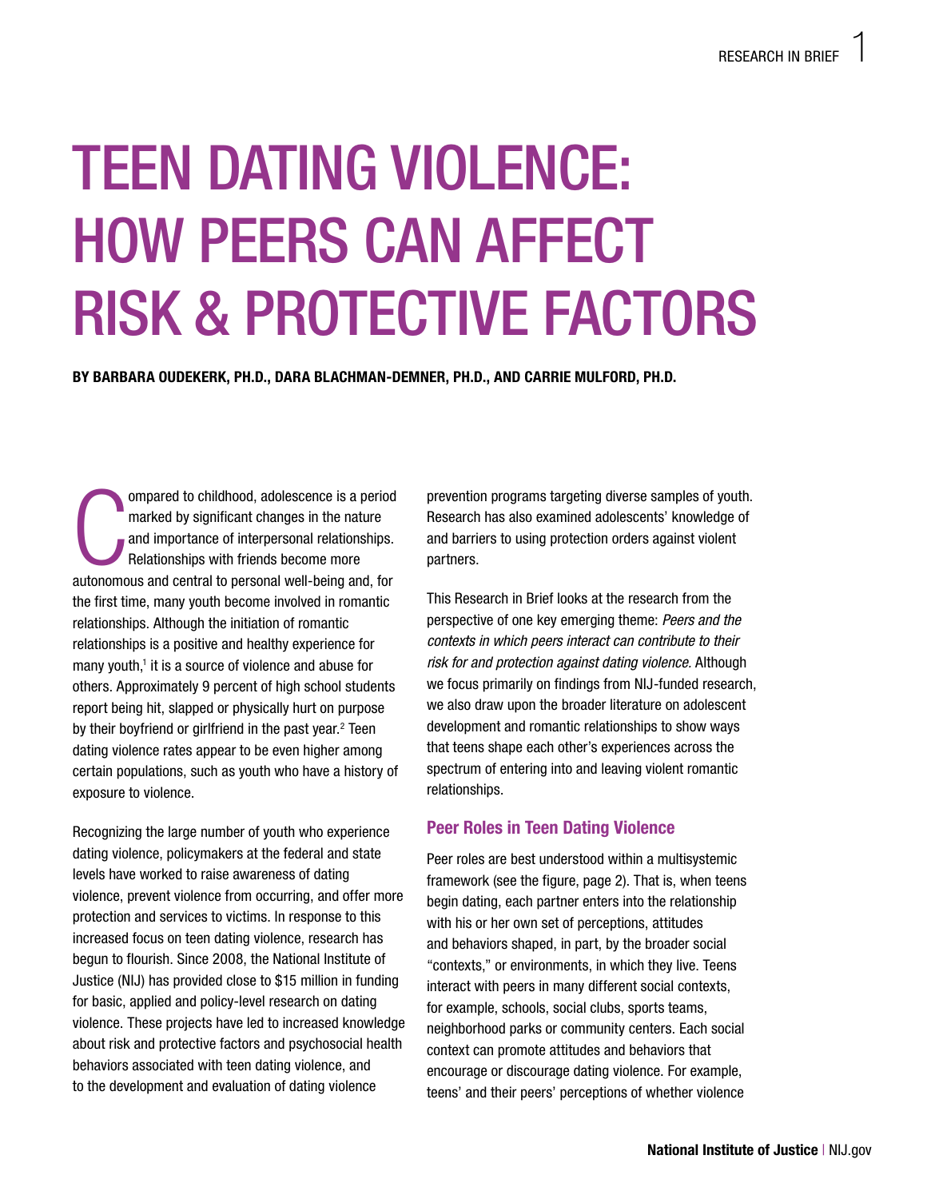# TEEN DATING VIOLENCE: HOW PEERS CAN AFFECT RISK & PROTECTIVE FACTORS

**BY BARBARA OUDEKERK, PH.D., DARA BLACHMAN-DEMNER, PH.D., AND CARRIE MULFORD, PH.D.**

Compared to childhood, adolescence is a period marked by significant changes in the nature and importance of interpersonal relationships. Relationships with friends become more autonomous and central to personal well-being and, for the first time, many youth become involved in romantic relationships. Although the initiation of romantic relationships is a positive and healthy experience for many youth,[1] it is a source of violence and abuse for others. Approximately 9 percent of high school students report being hit, slapped or physically hurt on purpose by their boyfriend or girlfriend in the past year.[2] Teen dating violence rates appear to be even higher among certain populations, such as youth who have a history of exposure to violence.

Recognizing the large number of youth who experience dating violence, policymakers at the federal and state levels have worked to raise awareness of dating violence, prevent violence from occurring, and offer more protection and services to victims. In response to this increased focus on teen dating violence, research has begun to flourish. Since 2008, the National Institute of Justice (NIJ) has provided close to $15 million in funding for basic, applied and policy-level research on dating violence. These projects have led to increased knowledge about risk and protective factors and psychosocial health behaviors associated with teen dating violence, and to the development and evaluation of dating violence prevention programs targeting diverse samples of youth. Research has also examined adolescents' knowledge of and barriers to using protection orders against violent partners.

This Research in Brief looks at the research from the perspective of one key emerging theme: *Peers and the contexts in which peers interact can contribute to their risk for and protection against dating violence.* Although we focus primarily on findings from NIJ-funded research, we also draw upon the broader literature on adolescent development and romantic relationships to show ways that teens shape each other's experiences across the spectrum of entering into and leaving violent romantic relationships.

## Peer Roles in Teen Dating Violence

Peer roles are best understood within a multisystemic framework (see the figure, page 2). That is, when teens begin dating, each partner enters into the relationship with his or her own set of perceptions, attitudes and behaviors shaped, in part, by the broader social "contexts," or environments, in which they live. Teens interact with peers in many different social contexts, for example, schools, social clubs, sports teams, neighborhood parks or community centers. Each social context can promote attitudes and behaviors that encourage or discourage dating violence. For example, teens' and their peers' perceptions of whether violence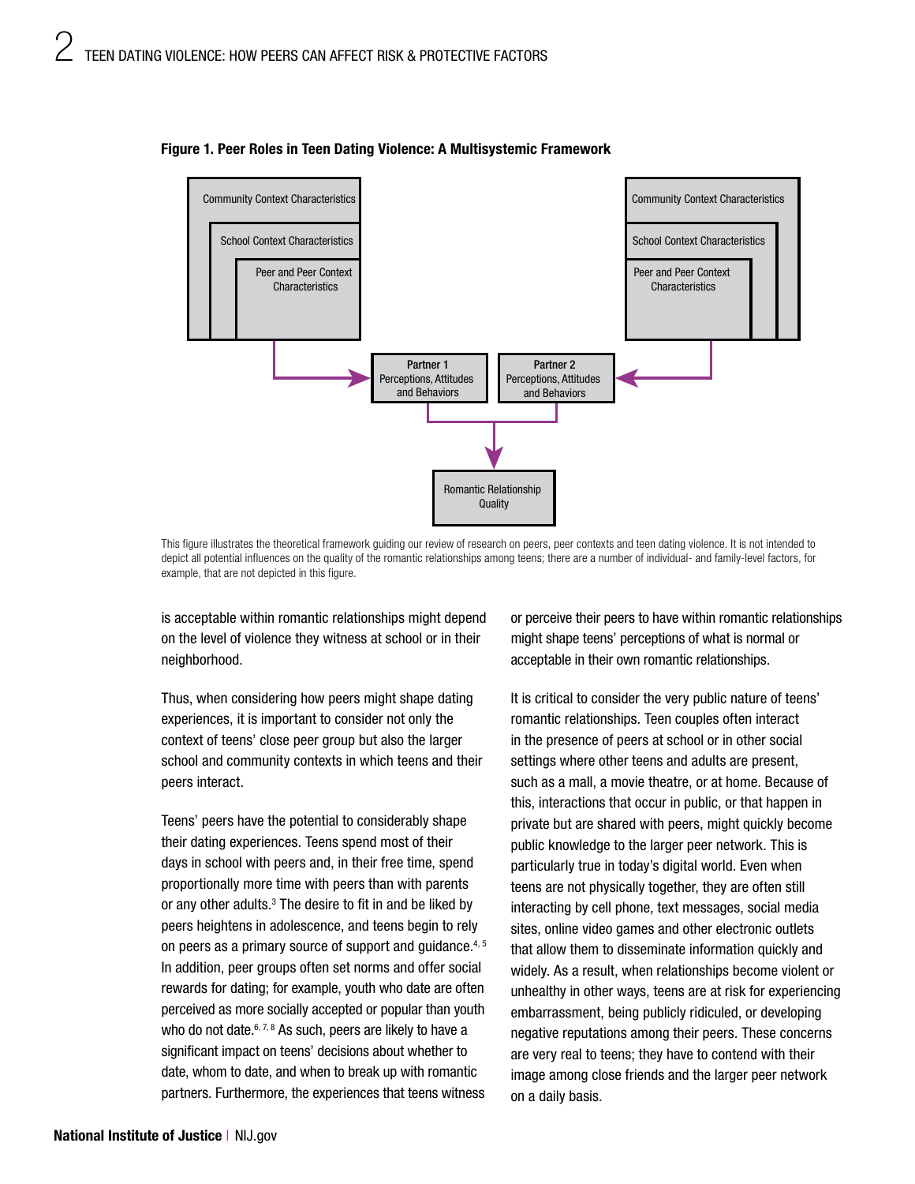**Figure 1. Peer Roles in Teen Dating Violence: A Multisystemic Framework**

Community Context Characteristics

School Context Characteristics

Peer and Peer Context Characteristics

Community Context Characteristics

School Context Characteristics

Peer and Peer Context Characteristics

Partner 1 Perceptions, Attitudes and Behaviors

Partner 2 Perceptions, Attitudes and Behaviors

Romantic Relationship Quality

This figure illustrates the theoretical framework guiding our review of research on peers, peer contexts and teen dating violence. It is not intended to depict all potential influences on the quality of the romantic relationships among teens; there are a number of individual- and family-level factors, for example, that are not depicted in this figure.

is acceptable within romantic relationships might depend on the level of violence they witness at school or in their neighborhood.

Thus, when considering how peers might shape dating experiences, it is important to consider not only the context of teens' close peer group but also the larger school and community contexts in which teens and their peers interact.

Teens' peers have the potential to considerably shape their dating experiences. Teens spend most of their days in school with peers and, in their free time, spend proportionally more time with peers than with parents or any other adults.[3] The desire to fit in and be liked by peers heightens in adolescence, and teens begin to rely on peers as a primary source of support and guidance.[4, 5] In addition, peer groups often set norms and offer social rewards for dating; for example, youth who date are often perceived as more socially accepted or popular than youth who do not date.[6, 7, 8] As such, peers are likely to have a significant impact on teens' decisions about whether to date, whom to date, and when to break up with romantic partners. Furthermore, the experiences that teens witness or perceive their peers to have within romantic relationships might shape teens' perceptions of what is normal or acceptable in their own romantic relationships.

It is critical to consider the very public nature of teens' romantic relationships. Teen couples often interact in the presence of peers at school or in other social settings where other teens and adults are present, such as a mall, a movie theatre, or at home. Because of this, interactions that occur in public, or that happen in private but are shared with peers, might quickly become public knowledge to the larger peer network. This is particularly true in today's digital world. Even when teens are not physically together, they are often still interacting by cell phone, text messages, social media sites, online video games and other electronic outlets that allow them to disseminate information quickly and widely. As a result, when relationships become violent or unhealthy in other ways, teens are at risk for experiencing embarrassment, being publicly ridiculed, or developing negative reputations among their peers. These concerns are very real to teens; they have to contend with their image among close friends and the larger peer network on a daily basis.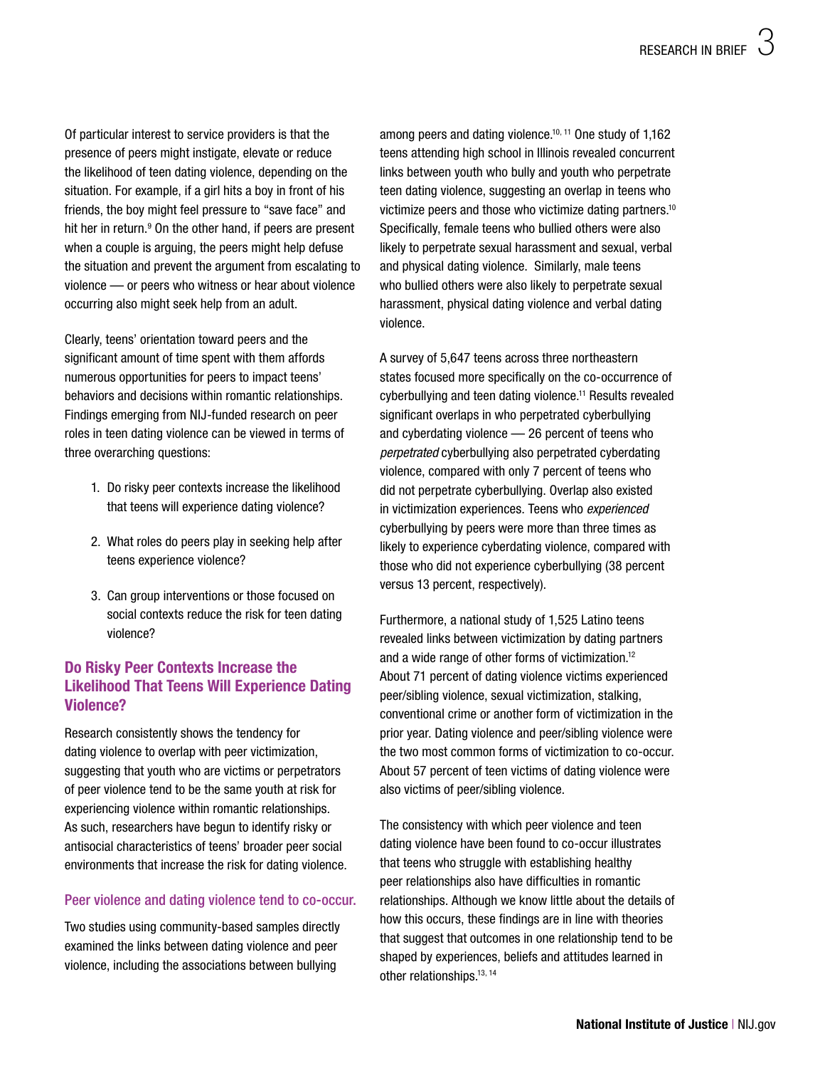Of particular interest to service providers is that the presence of peers might instigate, elevate or reduce the likelihood of teen dating violence, depending on the situation. For example, if a girl hits a boy in front of his friends, the boy might feel pressure to "save face" and hit her in return.[9] On the other hand, if peers are present when a couple is arguing, the peers might help defuse the situation and prevent the argument from escalating to violence — or peers who witness or hear about violence occurring also might seek help from an adult.

Clearly, teens' orientation toward peers and the significant amount of time spent with them affords numerous opportunities for peers to impact teens' behaviors and decisions within romantic relationships. Findings emerging from NIJ-funded research on peer roles in teen dating violence can be viewed in terms of three overarching questions:

1. Do risky peer contexts increase the likelihood that teens will experience dating violence?
2. What roles do peers play in seeking help after teens experience violence?
3. Can group interventions or those focused on social contexts reduce the risk for teen dating violence?

## Do Risky Peer Contexts Increase the Likelihood That Teens Will Experience Dating Violence?

Research consistently shows the tendency for dating violence to overlap with peer victimization, suggesting that youth who are victims or perpetrators of peer violence tend to be the same youth at risk for experiencing violence within romantic relationships. As such, researchers have begun to identify risky or antisocial characteristics of teens' broader peer social environments that increase the risk for dating violence.

### Peer violence and dating violence tend to co-occur.

Two studies using community-based samples directly examined the links between dating violence and peer violence, including the associations between bullying among peers and dating violence.[10, 11] One study of 1,162 teens attending high school in Illinois revealed concurrent links between youth who bully and youth who perpetrate teen dating violence, suggesting an overlap in teens who victimize peers and those who victimize dating partners.[10] Specifically, female teens who bullied others were also likely to perpetrate sexual harassment and sexual, verbal and physical dating violence. Similarly, male teens who bullied others were also likely to perpetrate sexual harassment, physical dating violence and verbal dating violence.

A survey of 5,647 teens across three northeastern states focused more specifically on the co-occurrence of cyberbullying and teen dating violence.[11] Results revealed significant overlaps in who perpetrated cyberbullying and cyberdating violence — 26 percent of teens who *perpetrated* cyberbullying also perpetrated cyberdating violence, compared with only 7 percent of teens who did not perpetrate cyberbullying. Overlap also existed in victimization experiences. Teens who *experienced* cyberbullying by peers were more than three times as likely to experience cyberdating violence, compared with those who did not experience cyberbullying (38 percent versus 13 percent, respectively).

Furthermore, a national study of 1,525 Latino teens revealed links between victimization by dating partners and a wide range of other forms of victimization.[12] About 71 percent of dating violence victims experienced peer/sibling violence, sexual victimization, stalking, conventional crime or another form of victimization in the prior year. Dating violence and peer/sibling violence were the two most common forms of victimization to co-occur. About 57 percent of teen victims of dating violence were also victims of peer/sibling violence.

The consistency with which peer violence and teen dating violence have been found to co-occur illustrates that teens who struggle with establishing healthy peer relationships also have difficulties in romantic relationships. Although we know little about the details of how this occurs, these findings are in line with theories that suggest that outcomes in one relationship tend to be shaped by experiences, beliefs and attitudes learned in other relationships.[13, 14]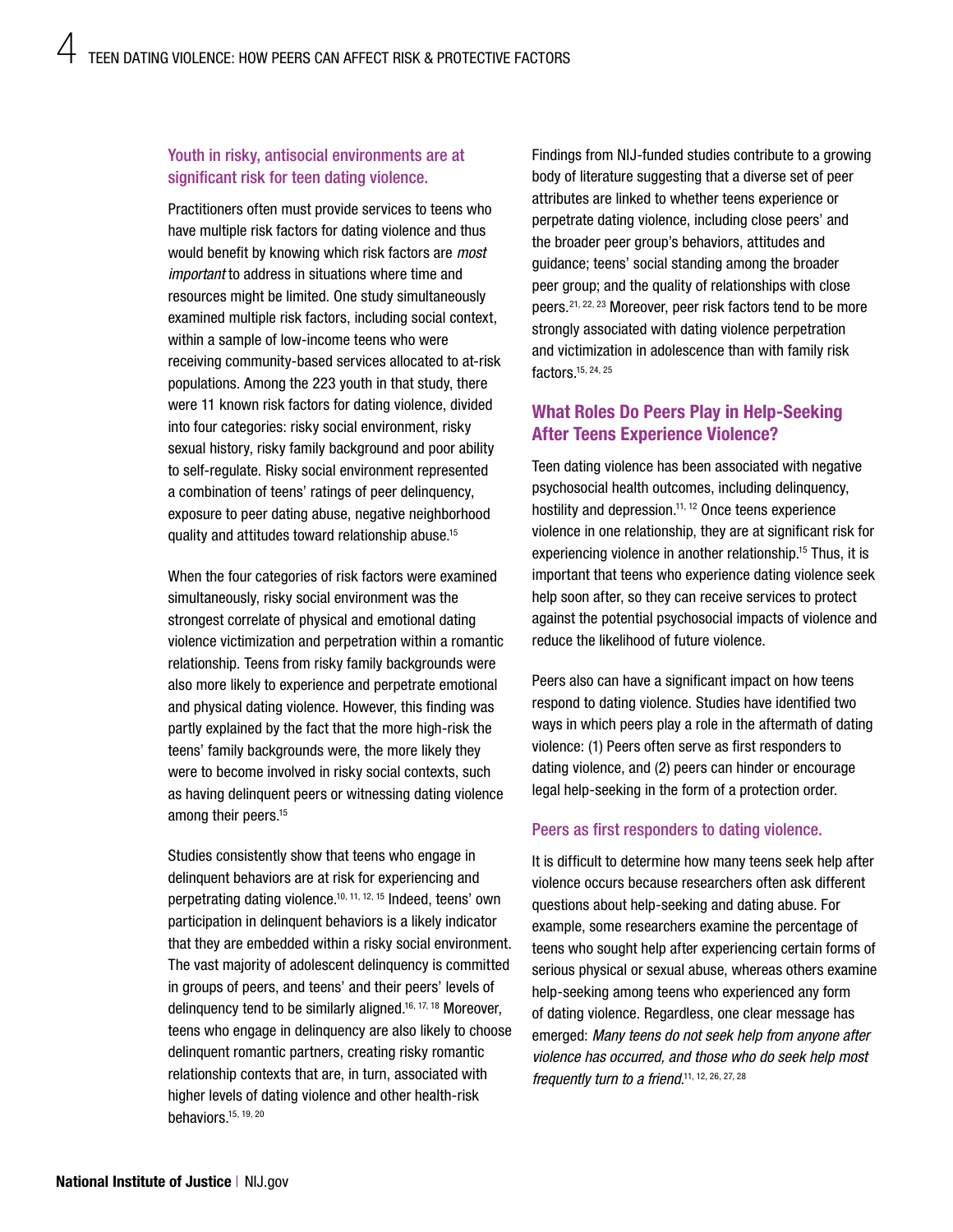### Youth in risky, antisocial environments are at significant risk for teen dating violence.

Practitioners often must provide services to teens who have multiple risk factors for dating violence and thus would benefit by knowing which risk factors are *most important* to address in situations where time and resources might be limited. One study simultaneously examined multiple risk factors, including social context, within a sample of low-income teens who were receiving community-based services allocated to at-risk populations. Among the 223 youth in that study, there were 11 known risk factors for dating violence, divided into four categories: risky social environment, risky sexual history, risky family background and poor ability to self-regulate. Risky social environment represented a combination of teens' ratings of peer delinquency, exposure to peer dating abuse, negative neighborhood quality and attitudes toward relationship abuse.[15]

When the four categories of risk factors were examined simultaneously, risky social environment was the strongest correlate of physical and emotional dating violence victimization and perpetration within a romantic relationship. Teens from risky family backgrounds were also more likely to experience and perpetrate emotional and physical dating violence. However, this finding was partly explained by the fact that the more high-risk the teens' family backgrounds were, the more likely they were to become involved in risky social contexts, such as having delinquent peers or witnessing dating violence among their peers.[15]

Studies consistently show that teens who engage in delinquent behaviors are at risk for experiencing and perpetrating dating violence.[10, 11, 12, 15] Indeed, teens' own participation in delinquent behaviors is a likely indicator that they are embedded within a risky social environment. The vast majority of adolescent delinquency is committed in groups of peers, and teens' and their peers' levels of delinquency tend to be similarly aligned.[16, 17, 18] Moreover, teens who engage in delinquency are also likely to choose delinquent romantic partners, creating risky romantic relationship contexts that are, in turn, associated with higher levels of dating violence and other health-risk behaviors.[15, 19, 20]

Findings from NIJ-funded studies contribute to a growing body of literature suggesting that a diverse set of peer attributes are linked to whether teens experience or perpetrate dating violence, including close peers' and the broader peer group's behaviors, attitudes and guidance; teens' social standing among the broader peer group; and the quality of relationships with close peers.[21, 22, 23] Moreover, peer risk factors tend to be more strongly associated with dating violence perpetration and victimization in adolescence than with family risk factors.[15, 24, 25]

## What Roles Do Peers Play in Help-Seeking After Teens Experience Violence?

Teen dating violence has been associated with negative psychosocial health outcomes, including delinquency, hostility and depression.[11, 12] Once teens experience violence in one relationship, they are at significant risk for experiencing violence in another relationship.[15] Thus, it is important that teens who experience dating violence seek help soon after, so they can receive services to protect against the potential psychosocial impacts of violence and reduce the likelihood of future violence.

Peers also can have a significant impact on how teens respond to dating violence. Studies have identified two ways in which peers play a role in the aftermath of dating violence: (1) Peers often serve as first responders to dating violence, and (2) peers can hinder or encourage legal help-seeking in the form of a protection order.

### Peers as first responders to dating violence.

It is difficult to determine how many teens seek help after violence occurs because researchers often ask different questions about help-seeking and dating abuse. For example, some researchers examine the percentage of teens who sought help after experiencing certain forms of serious physical or sexual abuse, whereas others examine help-seeking among teens who experienced any form of dating violence. Regardless, one clear message has emerged: *Many teens do not seek help from anyone after violence has occurred, and those who do seek help most frequently turn to a friend.*[11, 12, 26, 27, 28]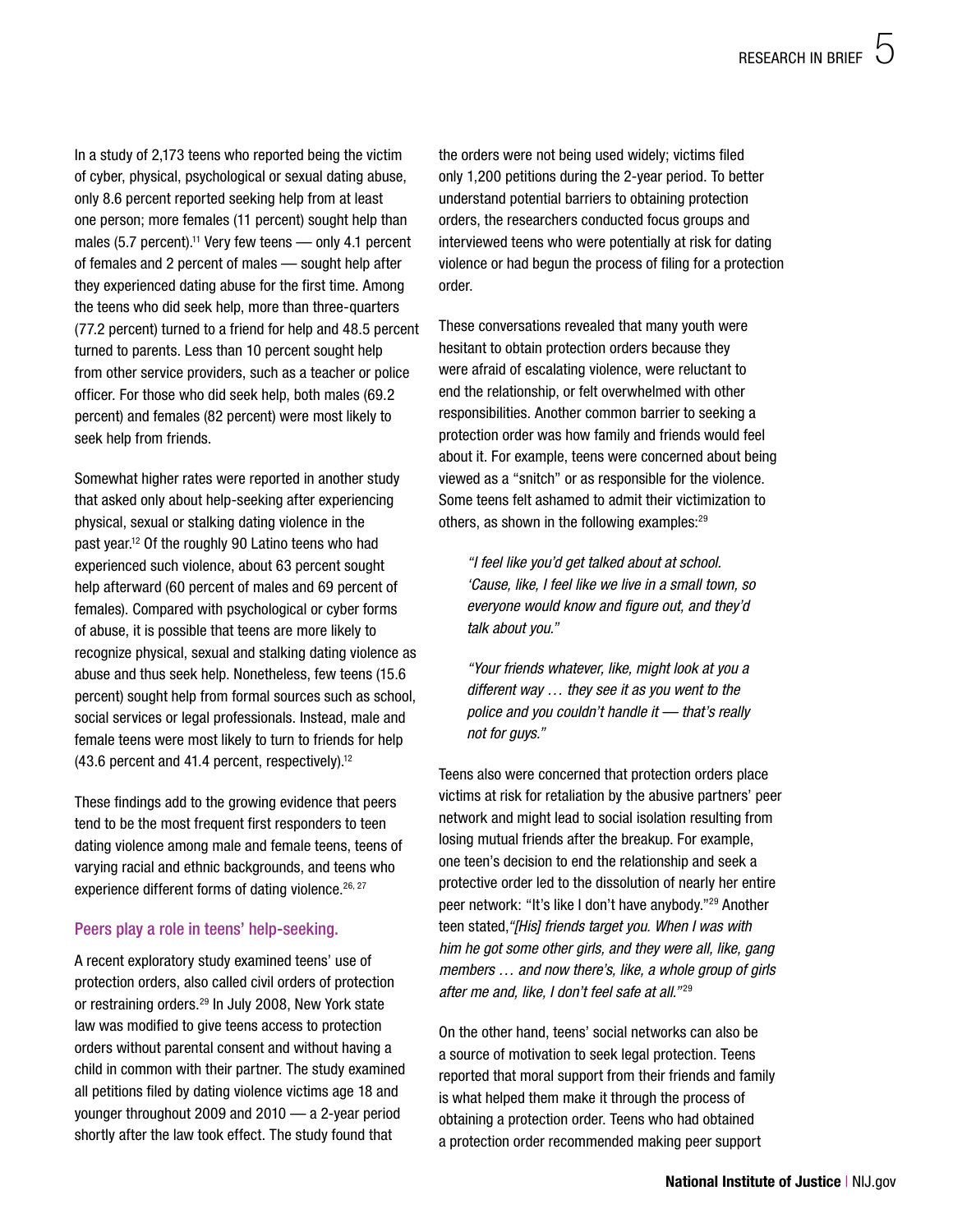In a study of 2,173 teens who reported being the victim of cyber, physical, psychological or sexual dating abuse, only 8.6 percent reported seeking help from at least one person; more females (11 percent) sought help than males (5.7 percent).[11] Very few teens — only 4.1 percent of females and 2 percent of males — sought help after they experienced dating abuse for the first time. Among the teens who did seek help, more than three-quarters (77.2 percent) turned to a friend for help and 48.5 percent turned to parents. Less than 10 percent sought help from other service providers, such as a teacher or police officer. For those who did seek help, both males (69.2 percent) and females (82 percent) were most likely to seek help from friends.

Somewhat higher rates were reported in another study that asked only about help-seeking after experiencing physical, sexual or stalking dating violence in the past year.[12] Of the roughly 90 Latino teens who had experienced such violence, about 63 percent sought help afterward (60 percent of males and 69 percent of females). Compared with psychological or cyber forms of abuse, it is possible that teens are more likely to recognize physical, sexual and stalking dating violence as abuse and thus seek help. Nonetheless, few teens (15.6 percent) sought help from formal sources such as school, social services or legal professionals. Instead, male and female teens were most likely to turn to friends for help (43.6 percent and 41.4 percent, respectively).[12]

These findings add to the growing evidence that peers tend to be the most frequent first responders to teen dating violence among male and female teens, teens of varying racial and ethnic backgrounds, and teens who experience different forms of dating violence.[26, 27]

### Peers play a role in teens' help-seeking.

A recent exploratory study examined teens' use of protection orders, also called civil orders of protection or restraining orders.[29] In July 2008, New York state law was modified to give teens access to protection orders without parental consent and without having a child in common with their partner. The study examined all petitions filed by dating violence victims age 18 and younger throughout 2009 and 2010 — a 2-year period shortly after the law took effect. The study found that the orders were not being used widely; victims filed only 1,200 petitions during the 2-year period. To better understand potential barriers to obtaining protection orders, the researchers conducted focus groups and interviewed teens who were potentially at risk for dating violence or had begun the process of filing for a protection order.

These conversations revealed that many youth were hesitant to obtain protection orders because they were afraid of escalating violence, were reluctant to end the relationship, or felt overwhelmed with other responsibilities. Another common barrier to seeking a protection order was how family and friends would feel about it. For example, teens were concerned about being viewed as a "snitch" or as responsible for the violence. Some teens felt ashamed to admit their victimization to others, as shown in the following examples:[29]

> *"I feel like you'd get talked about at school. 'Cause, like, I feel like we live in a small town, so everyone would know and figure out, and they'd talk about you."*

> *"Your friends whatever, like, might look at you a different way … they see it as you went to the police and you couldn't handle it — that's really not for guys."*

Teens also were concerned that protection orders place victims at risk for retaliation by the abusive partners' peer network and might lead to social isolation resulting from losing mutual friends after the breakup. For example, one teen's decision to end the relationship and seek a protective order led to the dissolution of nearly her entire peer network: "It's like I don't have anybody."[29] Another teen stated, *"[His] friends target you. When I was with him he got some other girls, and they were all, like, gang members … and now there's, like, a whole group of girls after me and, like, I don't feel safe at all."*[29]

On the other hand, teens' social networks can also be a source of motivation to seek legal protection. Teens reported that moral support from their friends and family is what helped them make it through the process of obtaining a protection order. Teens who had obtained a protection order recommended making peer support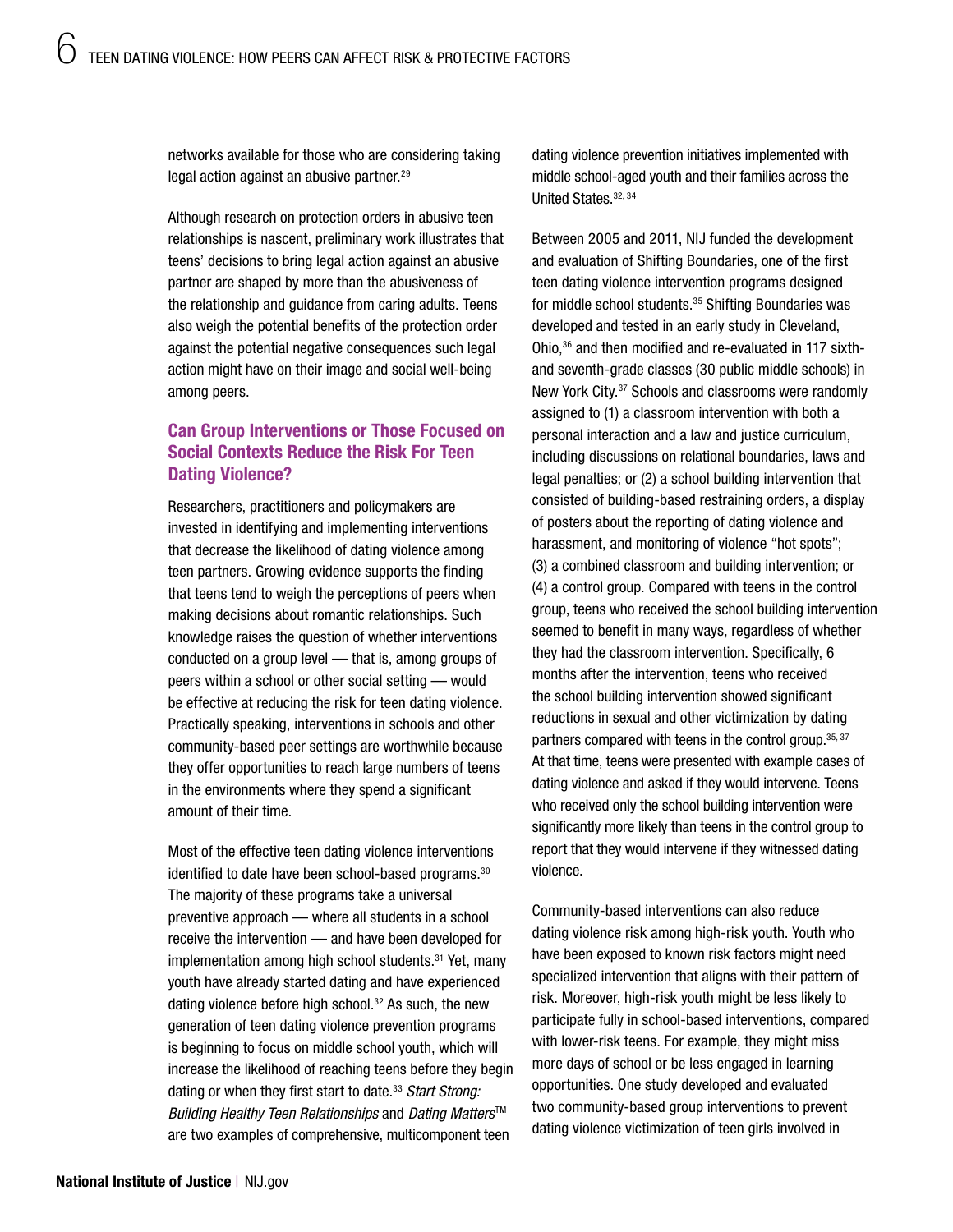networks available for those who are considering taking legal action against an abusive partner.[29]

Although research on protection orders in abusive teen relationships is nascent, preliminary work illustrates that teens' decisions to bring legal action against an abusive partner are shaped by more than the abusiveness of the relationship and guidance from caring adults. Teens also weigh the potential benefits of the protection order against the potential negative consequences such legal action might have on their image and social well-being among peers.

## Can Group Interventions or Those Focused on Social Contexts Reduce the Risk For Teen Dating Violence?

Researchers, practitioners and policymakers are invested in identifying and implementing interventions that decrease the likelihood of dating violence among teen partners. Growing evidence supports the finding that teens tend to weigh the perceptions of peers when making decisions about romantic relationships. Such knowledge raises the question of whether interventions conducted on a group level — that is, among groups of peers within a school or other social setting — would be effective at reducing the risk for teen dating violence. Practically speaking, interventions in schools and other community-based peer settings are worthwhile because they offer opportunities to reach large numbers of teens in the environments where they spend a significant amount of their time.

Most of the effective teen dating violence interventions identified to date have been school-based programs.[30] The majority of these programs take a universal preventive approach — where all students in a school receive the intervention — and have been developed for implementation among high school students.[31] Yet, many youth have already started dating and have experienced dating violence before high school.[32] As such, the new generation of teen dating violence prevention programs is beginning to focus on middle school youth, which will increase the likelihood of reaching teens before they begin dating or when they first start to date.[33] *Start Strong: Building Healthy Teen Relationships* and *Dating Matters*™ are two examples of comprehensive, multicomponent teen dating violence prevention initiatives implemented with middle school-aged youth and their families across the United States.[32, 34]

Between 2005 and 2011, NIJ funded the development and evaluation of Shifting Boundaries, one of the first teen dating violence intervention programs designed for middle school students.[35] Shifting Boundaries was developed and tested in an early study in Cleveland, Ohio,[36] and then modified and re-evaluated in 117 sixth- and seventh-grade classes (30 public middle schools) in New York City.[37] Schools and classrooms were randomly assigned to (1) a classroom intervention with both a personal interaction and a law and justice curriculum, including discussions on relational boundaries, laws and legal penalties; or (2) a school building intervention that consisted of building-based restraining orders, a display of posters about the reporting of dating violence and harassment, and monitoring of violence "hot spots"; (3) a combined classroom and building intervention; or (4) a control group. Compared with teens in the control group, teens who received the school building intervention seemed to benefit in many ways, regardless of whether they had the classroom intervention. Specifically, 6 months after the intervention, teens who received the school building intervention showed significant reductions in sexual and other victimization by dating partners compared with teens in the control group.[35, 37] At that time, teens were presented with example cases of dating violence and asked if they would intervene. Teens who received only the school building intervention were significantly more likely than teens in the control group to report that they would intervene if they witnessed dating violence.

Community-based interventions can also reduce dating violence risk among high-risk youth. Youth who have been exposed to known risk factors might need specialized intervention that aligns with their pattern of risk. Moreover, high-risk youth might be less likely to participate fully in school-based interventions, compared with lower-risk teens. For example, they might miss more days of school or be less engaged in learning opportunities. One study developed and evaluated two community-based group interventions to prevent dating violence victimization of teen girls involved in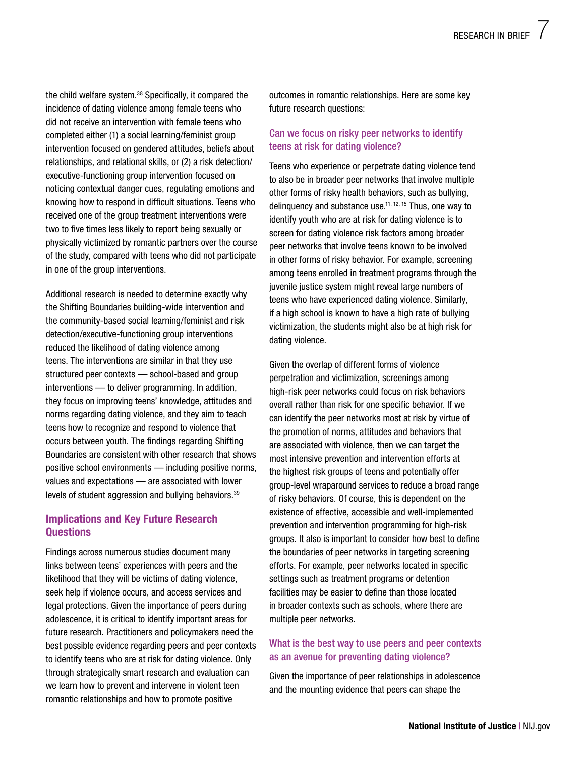the child welfare system.[38] Specifically, it compared the incidence of dating violence among female teens who did not receive an intervention with female teens who completed either (1) a social learning/feminist group intervention focused on gendered attitudes, beliefs about relationships, and relational skills, or (2) a risk detection/executive-functioning group intervention focused on noticing contextual danger cues, regulating emotions and knowing how to respond in difficult situations. Teens who received one of the group treatment interventions were two to five times less likely to report being sexually or physically victimized by romantic partners over the course of the study, compared with teens who did not participate in one of the group interventions.

Additional research is needed to determine exactly why the Shifting Boundaries building-wide intervention and the community-based social learning/feminist and risk detection/executive-functioning group interventions reduced the likelihood of dating violence among teens. The interventions are similar in that they use structured peer contexts — school-based and group interventions — to deliver programming. In addition, they focus on improving teens' knowledge, attitudes and norms regarding dating violence, and they aim to teach teens how to recognize and respond to violence that occurs between youth. The findings regarding Shifting Boundaries are consistent with other research that shows positive school environments — including positive norms, values and expectations — are associated with lower levels of student aggression and bullying behaviors.[39]

## Implications and Key Future Research Questions

Findings across numerous studies document many links between teens' experiences with peers and the likelihood that they will be victims of dating violence, seek help if violence occurs, and access services and legal protections. Given the importance of peers during adolescence, it is critical to identify important areas for future research. Practitioners and policymakers need the best possible evidence regarding peers and peer contexts to identify teens who are at risk for dating violence. Only through strategically smart research and evaluation can we learn how to prevent and intervene in violent teen romantic relationships and how to promote positive outcomes in romantic relationships. Here are some key future research questions:

### Can we focus on risky peer networks to identify teens at risk for dating violence?

Teens who experience or perpetrate dating violence tend to also be in broader peer networks that involve multiple other forms of risky health behaviors, such as bullying, delinquency and substance use.[11, 12, 15] Thus, one way to identify youth who are at risk for dating violence is to screen for dating violence risk factors among broader peer networks that involve teens known to be involved in other forms of risky behavior. For example, screening among teens enrolled in treatment programs through the juvenile justice system might reveal large numbers of teens who have experienced dating violence. Similarly, if a high school is known to have a high rate of bullying victimization, the students might also be at high risk for dating violence.

Given the overlap of different forms of violence perpetration and victimization, screenings among high-risk peer networks could focus on risk behaviors overall rather than risk for one specific behavior. If we can identify the peer networks most at risk by virtue of the promotion of norms, attitudes and behaviors that are associated with violence, then we can target the most intensive prevention and intervention efforts at the highest risk groups of teens and potentially offer group-level wraparound services to reduce a broad range of risky behaviors. Of course, this is dependent on the existence of effective, accessible and well-implemented prevention and intervention programming for high-risk groups. It also is important to consider how best to define the boundaries of peer networks in targeting screening efforts. For example, peer networks located in specific settings such as treatment programs or detention facilities may be easier to define than those located in broader contexts such as schools, where there are multiple peer networks.

### What is the best way to use peers and peer contexts as an avenue for preventing dating violence?

Given the importance of peer relationships in adolescence and the mounting evidence that peers can shape the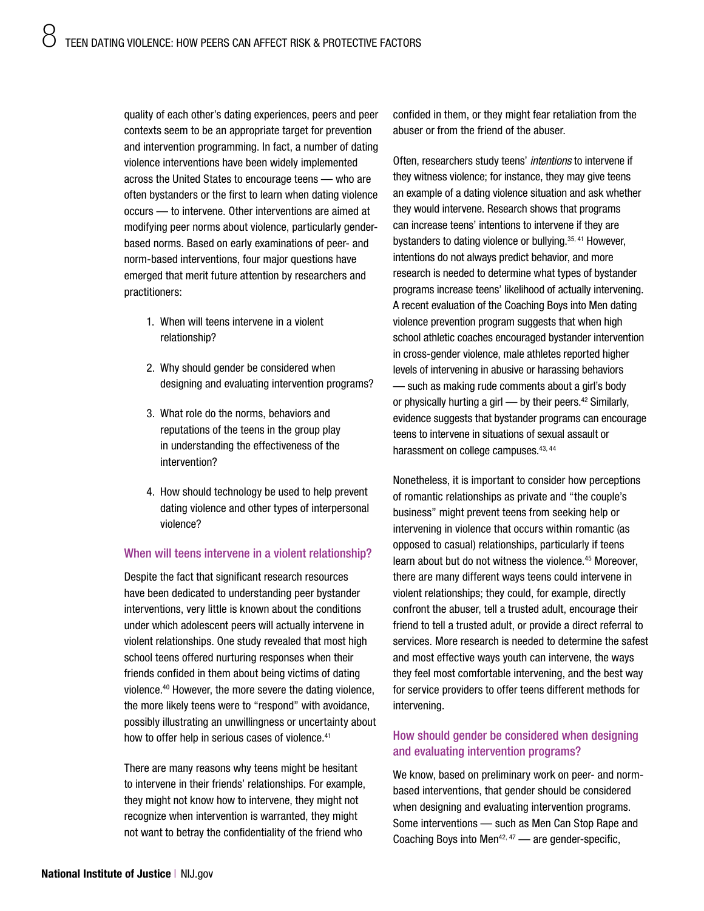quality of each other's dating experiences, peers and peer contexts seem to be an appropriate target for prevention and intervention programming. In fact, a number of dating violence interventions have been widely implemented across the United States to encourage teens — who are often bystanders or the first to learn when dating violence occurs — to intervene. Other interventions are aimed at modifying peer norms about violence, particularly gender-based norms. Based on early examinations of peer- and norm-based interventions, four major questions have emerged that merit future attention by researchers and practitioners:

1. When will teens intervene in a violent relationship?
2. Why should gender be considered when designing and evaluating intervention programs?
3. What role do the norms, behaviors and reputations of the teens in the group play in understanding the effectiveness of the intervention?
4. How should technology be used to help prevent dating violence and other types of interpersonal violence?

### When will teens intervene in a violent relationship?

Despite the fact that significant research resources have been dedicated to understanding peer bystander interventions, very little is known about the conditions under which adolescent peers will actually intervene in violent relationships. One study revealed that most high school teens offered nurturing responses when their friends confided in them about being victims of dating violence.[40] However, the more severe the dating violence, the more likely teens were to "respond" with avoidance, possibly illustrating an unwillingness or uncertainty about how to offer help in serious cases of violence.[41]

There are many reasons why teens might be hesitant to intervene in their friends' relationships. For example, they might not know how to intervene, they might not recognize when intervention is warranted, they might not want to betray the confidentiality of the friend who confided in them, or they might fear retaliation from the abuser or from the friend of the abuser.

Often, researchers study teens' *intentions* to intervene if they witness violence; for instance, they may give teens an example of a dating violence situation and ask whether they would intervene. Research shows that programs can increase teens' intentions to intervene if they are bystanders to dating violence or bullying.[35, 41] However, intentions do not always predict behavior, and more research is needed to determine what types of bystander programs increase teens' likelihood of actually intervening. A recent evaluation of the Coaching Boys into Men dating violence prevention program suggests that when high school athletic coaches encouraged bystander intervention in cross-gender violence, male athletes reported higher levels of intervening in abusive or harassing behaviors — such as making rude comments about a girl's body or physically hurting a girl — by their peers.[42] Similarly, evidence suggests that bystander programs can encourage teens to intervene in situations of sexual assault or harassment on college campuses.[43, 44]

Nonetheless, it is important to consider how perceptions of romantic relationships as private and "the couple's business" might prevent teens from seeking help or intervening in violence that occurs within romantic (as opposed to casual) relationships, particularly if teens learn about but do not witness the violence.[45] Moreover, there are many different ways teens could intervene in violent relationships; they could, for example, directly confront the abuser, tell a trusted adult, encourage their friend to tell a trusted adult, or provide a direct referral to services. More research is needed to determine the safest and most effective ways youth can intervene, the ways they feel most comfortable intervening, and the best way for service providers to offer teens different methods for intervening.

### How should gender be considered when designing and evaluating intervention programs?

We know, based on preliminary work on peer- and norm-based interventions, that gender should be considered when designing and evaluating intervention programs. Some interventions — such as Men Can Stop Rape and Coaching Boys into Men[42, 47] — are gender-specific,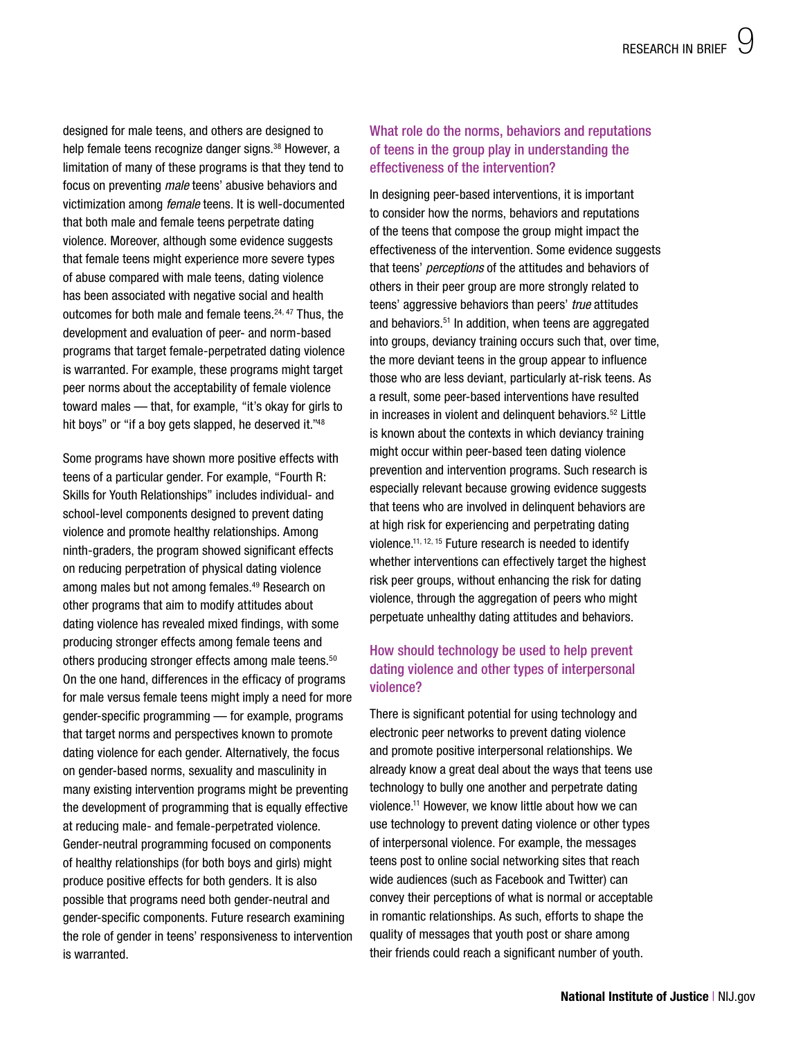designed for male teens, and others are designed to help female teens recognize danger signs.[38] However, a limitation of many of these programs is that they tend to focus on preventing *male* teens' abusive behaviors and victimization among *female* teens. It is well-documented that both male and female teens perpetrate dating violence. Moreover, although some evidence suggests that female teens might experience more severe types of abuse compared with male teens, dating violence has been associated with negative social and health outcomes for both male and female teens.[24, 47] Thus, the development and evaluation of peer- and norm-based programs that target female-perpetrated dating violence is warranted. For example, these programs might target peer norms about the acceptability of female violence toward males — that, for example, "it's okay for girls to hit boys" or "if a boy gets slapped, he deserved it."[48]

Some programs have shown more positive effects with teens of a particular gender. For example, "Fourth R: Skills for Youth Relationships" includes individual- and school-level components designed to prevent dating violence and promote healthy relationships. Among ninth-graders, the program showed significant effects on reducing perpetration of physical dating violence among males but not among females.[49] Research on other programs that aim to modify attitudes about dating violence has revealed mixed findings, with some producing stronger effects among female teens and others producing stronger effects among male teens.[50] On the one hand, differences in the efficacy of programs for male versus female teens might imply a need for more gender-specific programming — for example, programs that target norms and perspectives known to promote dating violence for each gender. Alternatively, the focus on gender-based norms, sexuality and masculinity in many existing intervention programs might be preventing the development of programming that is equally effective at reducing male- and female-perpetrated violence. Gender-neutral programming focused on components of healthy relationships (for both boys and girls) might produce positive effects for both genders. It is also possible that programs need both gender-neutral and gender-specific components. Future research examining the role of gender in teens' responsiveness to intervention is warranted.

### What role do the norms, behaviors and reputations of teens in the group play in understanding the effectiveness of the intervention?

In designing peer-based interventions, it is important to consider how the norms, behaviors and reputations of the teens that compose the group might impact the effectiveness of the intervention. Some evidence suggests that teens' *perceptions* of the attitudes and behaviors of others in their peer group are more strongly related to teens' aggressive behaviors than peers' *true* attitudes and behaviors.[51] In addition, when teens are aggregated into groups, deviancy training occurs such that, over time, the more deviant teens in the group appear to influence those who are less deviant, particularly at-risk teens. As a result, some peer-based interventions have resulted in increases in violent and delinquent behaviors.[52] Little is known about the contexts in which deviancy training might occur within peer-based teen dating violence prevention and intervention programs. Such research is especially relevant because growing evidence suggests that teens who are involved in delinquent behaviors are at high risk for experiencing and perpetrating dating violence.[11, 12, 15] Future research is needed to identify whether interventions can effectively target the highest risk peer groups, without enhancing the risk for dating violence, through the aggregation of peers who might perpetuate unhealthy dating attitudes and behaviors.

### How should technology be used to help prevent dating violence and other types of interpersonal violence?

There is significant potential for using technology and electronic peer networks to prevent dating violence and promote positive interpersonal relationships. We already know a great deal about the ways that teens use technology to bully one another and perpetrate dating violence.[11] However, we know little about how we can use technology to prevent dating violence or other types of interpersonal violence. For example, the messages teens post to online social networking sites that reach wide audiences (such as Facebook and Twitter) can convey their perceptions of what is normal or acceptable in romantic relationships. As such, efforts to shape the quality of messages that youth post or share among their friends could reach a significant number of youth.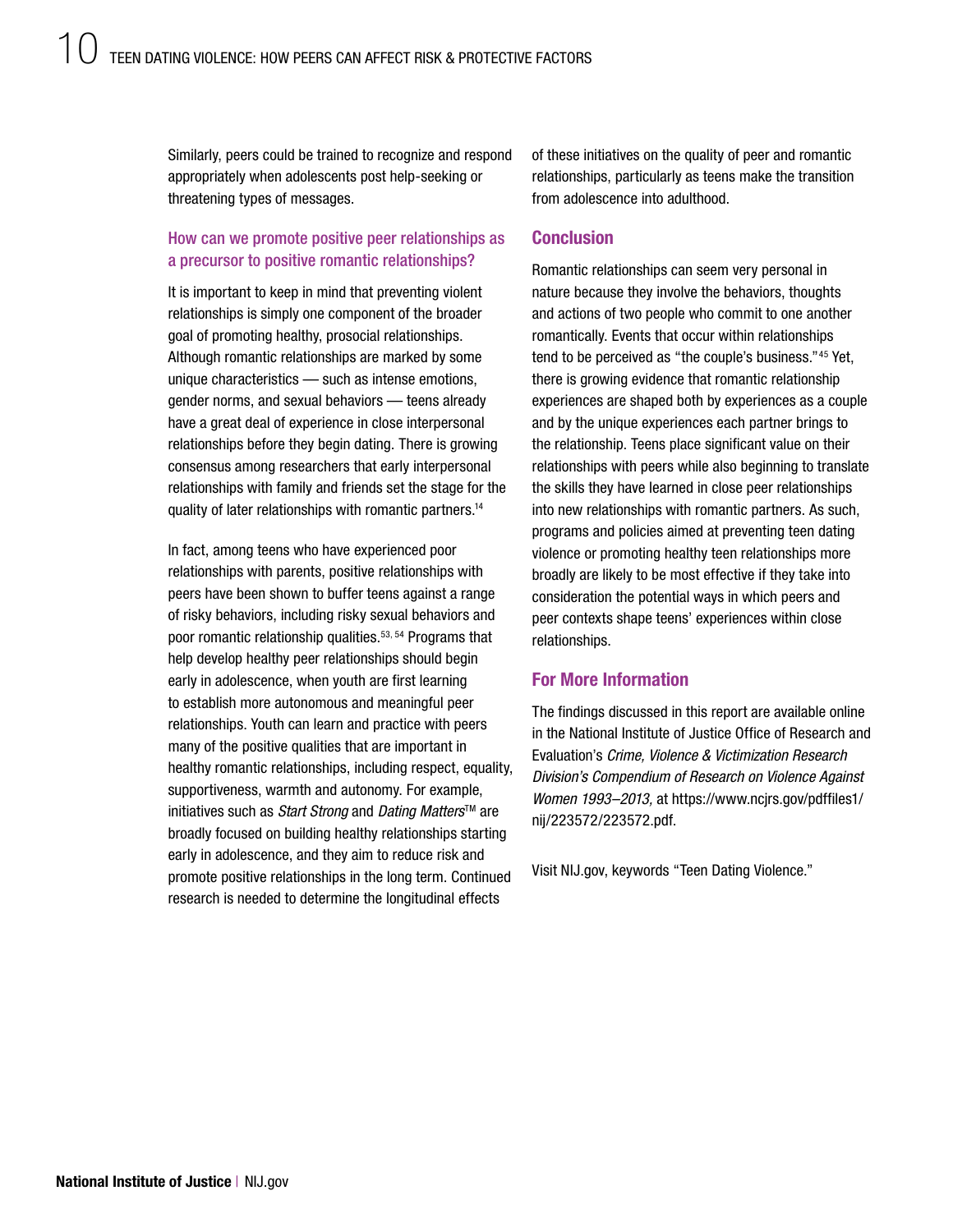Similarly, peers could be trained to recognize and respond appropriately when adolescents post help-seeking or threatening types of messages.

### How can we promote positive peer relationships as a precursor to positive romantic relationships?

It is important to keep in mind that preventing violent relationships is simply one component of the broader goal of promoting healthy, prosocial relationships. Although romantic relationships are marked by some unique characteristics — such as intense emotions, gender norms, and sexual behaviors — teens already have a great deal of experience in close interpersonal relationships before they begin dating. There is growing consensus among researchers that early interpersonal relationships with family and friends set the stage for the quality of later relationships with romantic partners.[14]

In fact, among teens who have experienced poor relationships with parents, positive relationships with peers have been shown to buffer teens against a range of risky behaviors, including risky sexual behaviors and poor romantic relationship qualities.[53, 54] Programs that help develop healthy peer relationships should begin early in adolescence, when youth are first learning to establish more autonomous and meaningful peer relationships. Youth can learn and practice with peers many of the positive qualities that are important in healthy romantic relationships, including respect, equality, supportiveness, warmth and autonomy. For example, initiatives such as *Start Strong* and *Dating Matters*™ are broadly focused on building healthy relationships starting early in adolescence, and they aim to reduce risk and promote positive relationships in the long term. Continued research is needed to determine the longitudinal effects of these initiatives on the quality of peer and romantic relationships, particularly as teens make the transition from adolescence into adulthood.

## Conclusion

Romantic relationships can seem very personal in nature because they involve the behaviors, thoughts and actions of two people who commit to one another romantically. Events that occur within relationships tend to be perceived as "the couple's business."[45] Yet, there is growing evidence that romantic relationship experiences are shaped both by experiences as a couple and by the unique experiences each partner brings to the relationship. Teens place significant value on their relationships with peers while also beginning to translate the skills they have learned in close peer relationships into new relationships with romantic partners. As such, programs and policies aimed at preventing teen dating violence or promoting healthy teen relationships more broadly are likely to be most effective if they take into consideration the potential ways in which peers and peer contexts shape teens' experiences within close relationships.

## For More Information

The findings discussed in this report are available online in the National Institute of Justice Office of Research and Evaluation's *Crime, Violence & Victimization Research Division's Compendium of Research on Violence Against Women 1993–2013,* at https://www.ncjrs.gov/pdffiles1/nij/223572/223572.pdf.

Visit NIJ.gov, keywords "Teen Dating Violence."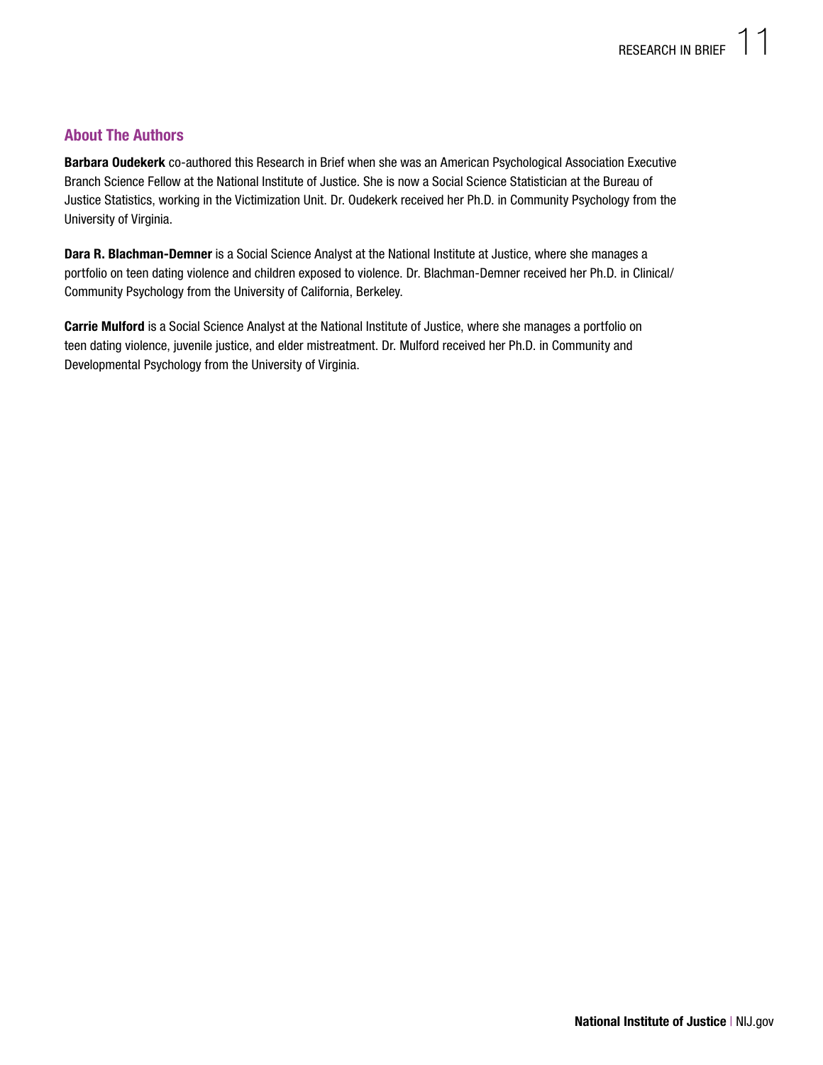## About The Authors

**Barbara Oudekerk** co-authored this Research in Brief when she was an American Psychological Association Executive Branch Science Fellow at the National Institute of Justice. She is now a Social Science Statistician at the Bureau of Justice Statistics, working in the Victimization Unit. Dr. Oudekerk received her Ph.D. in Community Psychology from the University of Virginia.

**Dara R. Blachman-Demner** is a Social Science Analyst at the National Institute at Justice, where she manages a portfolio on teen dating violence and children exposed to violence. Dr. Blachman-Demner received her Ph.D. in Clinical/Community Psychology from the University of California, Berkeley.

**Carrie Mulford** is a Social Science Analyst at the National Institute of Justice, where she manages a portfolio on teen dating violence, juvenile justice, and elder mistreatment. Dr. Mulford received her Ph.D. in Community and Developmental Psychology from the University of Virginia.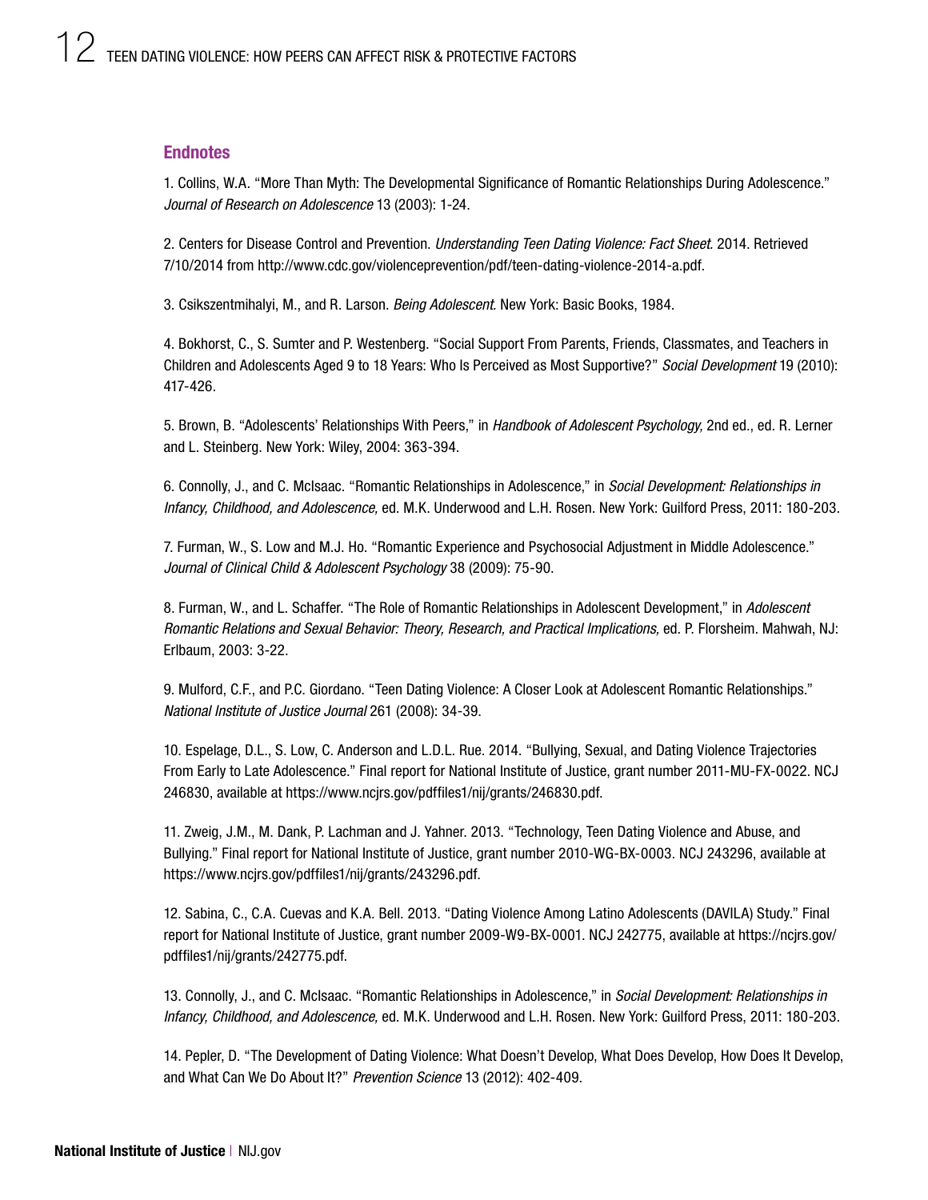## Endnotes

1. Collins, W.A. "More Than Myth: The Developmental Significance of Romantic Relationships During Adolescence." *Journal of Research on Adolescence* 13 (2003): 1-24.

2. Centers for Disease Control and Prevention. *Understanding Teen Dating Violence: Fact Sheet.* 2014. Retrieved 7/10/2014 from http://www.cdc.gov/violenceprevention/pdf/teen-dating-violence-2014-a.pdf.

3. Csikszentmihalyi, M., and R. Larson. *Being Adolescent.* New York: Basic Books, 1984.

4. Bokhorst, C., S. Sumter and P. Westenberg. "Social Support From Parents, Friends, Classmates, and Teachers in Children and Adolescents Aged 9 to 18 Years: Who Is Perceived as Most Supportive?" *Social Development* 19 (2010): 417-426.

5. Brown, B. "Adolescents' Relationships With Peers," in *Handbook of Adolescent Psychology,* 2nd ed., ed. R. Lerner and L. Steinberg. New York: Wiley, 2004: 363-394.

6. Connolly, J., and C. McIsaac. "Romantic Relationships in Adolescence," in *Social Development: Relationships in Infancy, Childhood, and Adolescence,* ed. M.K. Underwood and L.H. Rosen. New York: Guilford Press, 2011: 180-203.

7. Furman, W., S. Low and M.J. Ho. "Romantic Experience and Psychosocial Adjustment in Middle Adolescence." *Journal of Clinical Child & Adolescent Psychology* 38 (2009): 75-90.

8. Furman, W., and L. Schaffer. "The Role of Romantic Relationships in Adolescent Development," in *Adolescent Romantic Relations and Sexual Behavior: Theory, Research, and Practical Implications,* ed. P. Florsheim. Mahwah, NJ: Erlbaum, 2003: 3-22.

9. Mulford, C.F., and P.C. Giordano. "Teen Dating Violence: A Closer Look at Adolescent Romantic Relationships." *National Institute of Justice Journal* 261 (2008): 34-39.

10. Espelage, D.L., S. Low, C. Anderson and L.D.L. Rue. 2014. "Bullying, Sexual, and Dating Violence Trajectories From Early to Late Adolescence." Final report for National Institute of Justice, grant number 2011-MU-FX-0022. NCJ 246830, available at https://www.ncjrs.gov/pdffiles1/nij/grants/246830.pdf.

11. Zweig, J.M., M. Dank, P. Lachman and J. Yahner. 2013. "Technology, Teen Dating Violence and Abuse, and Bullying." Final report for National Institute of Justice, grant number 2010-WG-BX-0003. NCJ 243296, available at https://www.ncjrs.gov/pdffiles1/nij/grants/243296.pdf.

12. Sabina, C., C.A. Cuevas and K.A. Bell. 2013. "Dating Violence Among Latino Adolescents (DAVILA) Study." Final report for National Institute of Justice, grant number 2009-W9-BX-0001. NCJ 242775, available at https://ncjrs.gov/pdffiles1/nij/grants/242775.pdf.

13. Connolly, J., and C. McIsaac. "Romantic Relationships in Adolescence," in *Social Development: Relationships in Infancy, Childhood, and Adolescence,* ed. M.K. Underwood and L.H. Rosen. New York: Guilford Press, 2011: 180-203.

14. Pepler, D. "The Development of Dating Violence: What Doesn't Develop, What Does Develop, How Does It Develop, and What Can We Do About It?" *Prevention Science* 13 (2012): 402-409.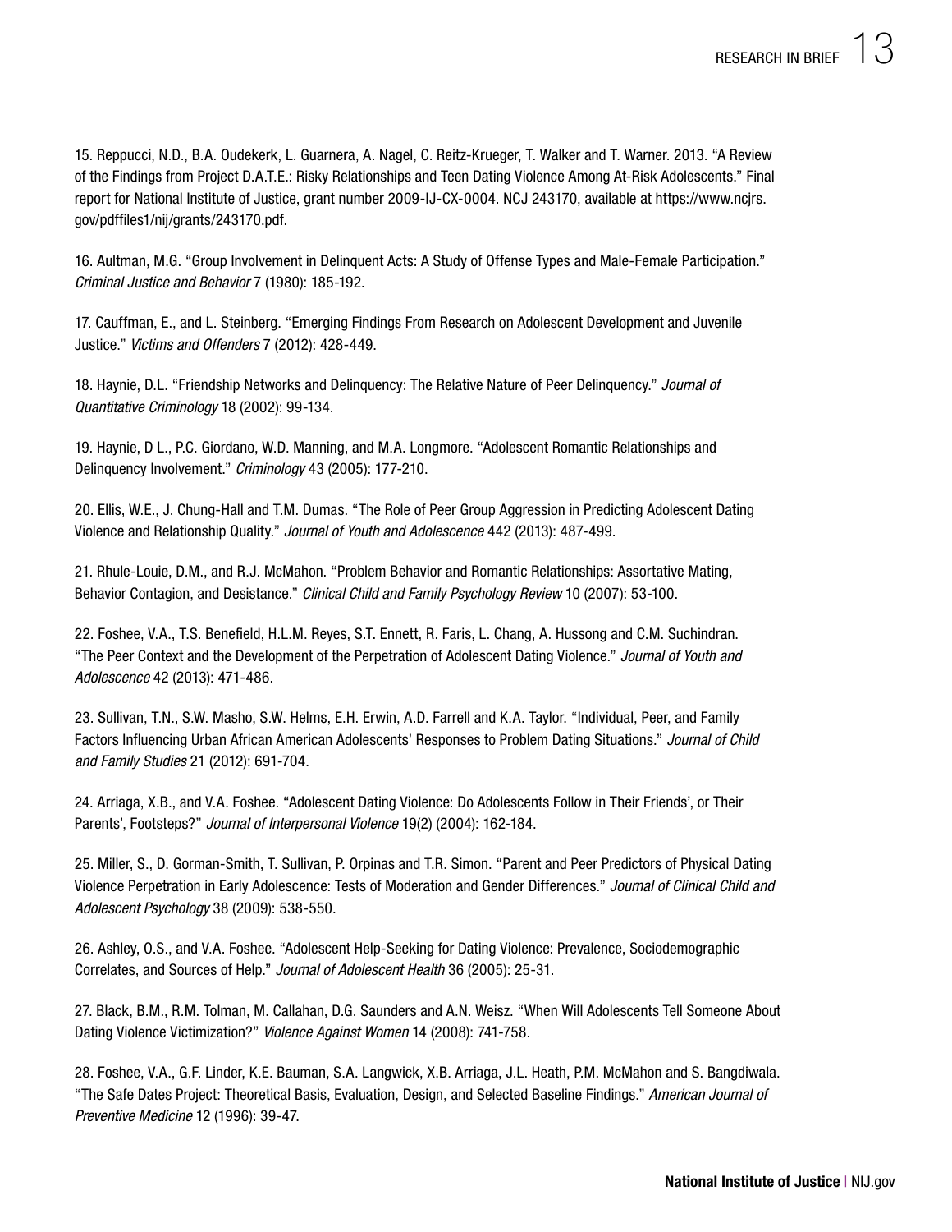15. Reppucci, N.D., B.A. Oudekerk, L. Guarnera, A. Nagel, C. Reitz-Krueger, T. Walker and T. Warner. 2013. "A Review of the Findings from Project D.A.T.E.: Risky Relationships and Teen Dating Violence Among At-Risk Adolescents." Final report for National Institute of Justice, grant number 2009-IJ-CX-0004. NCJ 243170, available at https://www.ncjrs.gov/pdffiles1/nij/grants/243170.pdf.

16. Aultman, M.G. "Group Involvement in Delinquent Acts: A Study of Offense Types and Male-Female Participation." *Criminal Justice and Behavior* 7 (1980): 185-192.

17. Cauffman, E., and L. Steinberg. "Emerging Findings From Research on Adolescent Development and Juvenile Justice." *Victims and Offenders* 7 (2012): 428-449.

18. Haynie, D.L. "Friendship Networks and Delinquency: The Relative Nature of Peer Delinquency." *Journal of Quantitative Criminology* 18 (2002): 99-134.

19. Haynie, D L., P.C. Giordano, W.D. Manning, and M.A. Longmore. "Adolescent Romantic Relationships and Delinquency Involvement." *Criminology* 43 (2005): 177-210.

20. Ellis, W.E., J. Chung-Hall and T.M. Dumas. "The Role of Peer Group Aggression in Predicting Adolescent Dating Violence and Relationship Quality." *Journal of Youth and Adolescence* 442 (2013): 487-499.

21. Rhule-Louie, D.M., and R.J. McMahon. "Problem Behavior and Romantic Relationships: Assortative Mating, Behavior Contagion, and Desistance." *Clinical Child and Family Psychology Review* 10 (2007): 53-100.

22. Foshee, V.A., T.S. Benefield, H.L.M. Reyes, S.T. Ennett, R. Faris, L. Chang, A. Hussong and C.M. Suchindran. "The Peer Context and the Development of the Perpetration of Adolescent Dating Violence." *Journal of Youth and Adolescence* 42 (2013): 471-486.

23. Sullivan, T.N., S.W. Masho, S.W. Helms, E.H. Erwin, A.D. Farrell and K.A. Taylor. "Individual, Peer, and Family Factors Influencing Urban African American Adolescents' Responses to Problem Dating Situations." *Journal of Child and Family Studies* 21 (2012): 691-704.

24. Arriaga, X.B., and V.A. Foshee. "Adolescent Dating Violence: Do Adolescents Follow in Their Friends', or Their Parents', Footsteps?" *Journal of Interpersonal Violence* 19(2) (2004): 162-184.

25. Miller, S., D. Gorman-Smith, T. Sullivan, P. Orpinas and T.R. Simon. "Parent and Peer Predictors of Physical Dating Violence Perpetration in Early Adolescence: Tests of Moderation and Gender Differences." *Journal of Clinical Child and Adolescent Psychology* 38 (2009): 538-550.

26. Ashley, O.S., and V.A. Foshee. "Adolescent Help-Seeking for Dating Violence: Prevalence, Sociodemographic Correlates, and Sources of Help." *Journal of Adolescent Health* 36 (2005): 25-31.

27. Black, B.M., R.M. Tolman, M. Callahan, D.G. Saunders and A.N. Weisz. "When Will Adolescents Tell Someone About Dating Violence Victimization?" *Violence Against Women* 14 (2008): 741-758.

28. Foshee, V.A., G.F. Linder, K.E. Bauman, S.A. Langwick, X.B. Arriaga, J.L. Heath, P.M. McMahon and S. Bangdiwala. "The Safe Dates Project: Theoretical Basis, Evaluation, Design, and Selected Baseline Findings." *American Journal of Preventive Medicine* 12 (1996): 39-47.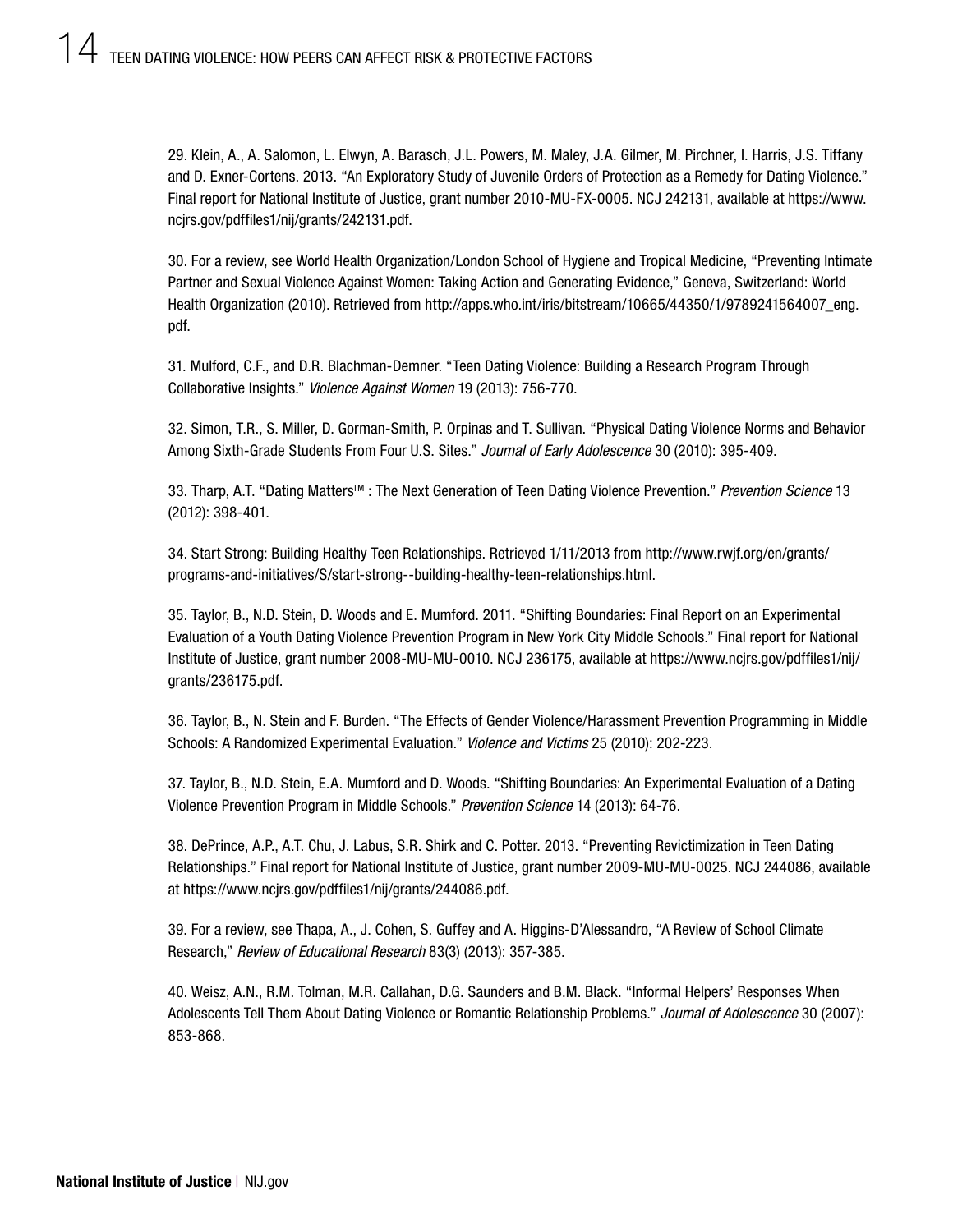29. Klein, A., A. Salomon, L. Elwyn, A. Barasch, J.L. Powers, M. Maley, J.A. Gilmer, M. Pirchner, I. Harris, J.S. Tiffany and D. Exner-Cortens. 2013. "An Exploratory Study of Juvenile Orders of Protection as a Remedy for Dating Violence." Final report for National Institute of Justice, grant number 2010-MU-FX-0005. NCJ 242131, available at https://www.ncjrs.gov/pdffiles1/nij/grants/242131.pdf.

30. For a review, see World Health Organization/London School of Hygiene and Tropical Medicine, "Preventing Intimate Partner and Sexual Violence Against Women: Taking Action and Generating Evidence," Geneva, Switzerland: World Health Organization (2010). Retrieved from http://apps.who.int/iris/bitstream/10665/44350/1/9789241564007_eng.pdf.

31. Mulford, C.F., and D.R. Blachman-Demner. "Teen Dating Violence: Building a Research Program Through Collaborative Insights." *Violence Against Women* 19 (2013): 756-770.

32. Simon, T.R., S. Miller, D. Gorman-Smith, P. Orpinas and T. Sullivan. "Physical Dating Violence Norms and Behavior Among Sixth-Grade Students From Four U.S. Sites." *Journal of Early Adolescence* 30 (2010): 395-409.

33. Tharp, A.T. "Dating Matters™ : The Next Generation of Teen Dating Violence Prevention." *Prevention Science* 13 (2012): 398-401.

34. Start Strong: Building Healthy Teen Relationships. Retrieved 1/11/2013 from http://www.rwjf.org/en/grants/programs-and-initiatives/S/start-strong--building-healthy-teen-relationships.html.

35. Taylor, B., N.D. Stein, D. Woods and E. Mumford. 2011. "Shifting Boundaries: Final Report on an Experimental Evaluation of a Youth Dating Violence Prevention Program in New York City Middle Schools." Final report for National Institute of Justice, grant number 2008-MU-MU-0010. NCJ 236175, available at https://www.ncjrs.gov/pdffiles1/nij/grants/236175.pdf.

36. Taylor, B., N. Stein and F. Burden. "The Effects of Gender Violence/Harassment Prevention Programming in Middle Schools: A Randomized Experimental Evaluation." *Violence and Victims* 25 (2010): 202-223.

37. Taylor, B., N.D. Stein, E.A. Mumford and D. Woods. "Shifting Boundaries: An Experimental Evaluation of a Dating Violence Prevention Program in Middle Schools." *Prevention Science* 14 (2013): 64-76.

38. DePrince, A.P., A.T. Chu, J. Labus, S.R. Shirk and C. Potter. 2013. "Preventing Revictimization in Teen Dating Relationships." Final report for National Institute of Justice, grant number 2009-MU-MU-0025. NCJ 244086, available at https://www.ncjrs.gov/pdffiles1/nij/grants/244086.pdf.

39. For a review, see Thapa, A., J. Cohen, S. Guffey and A. Higgins-D'Alessandro, "A Review of School Climate Research," *Review of Educational Research* 83(3) (2013): 357-385.

40. Weisz, A.N., R.M. Tolman, M.R. Callahan, D.G. Saunders and B.M. Black. "Informal Helpers' Responses When Adolescents Tell Them About Dating Violence or Romantic Relationship Problems." *Journal of Adolescence* 30 (2007): 853-868.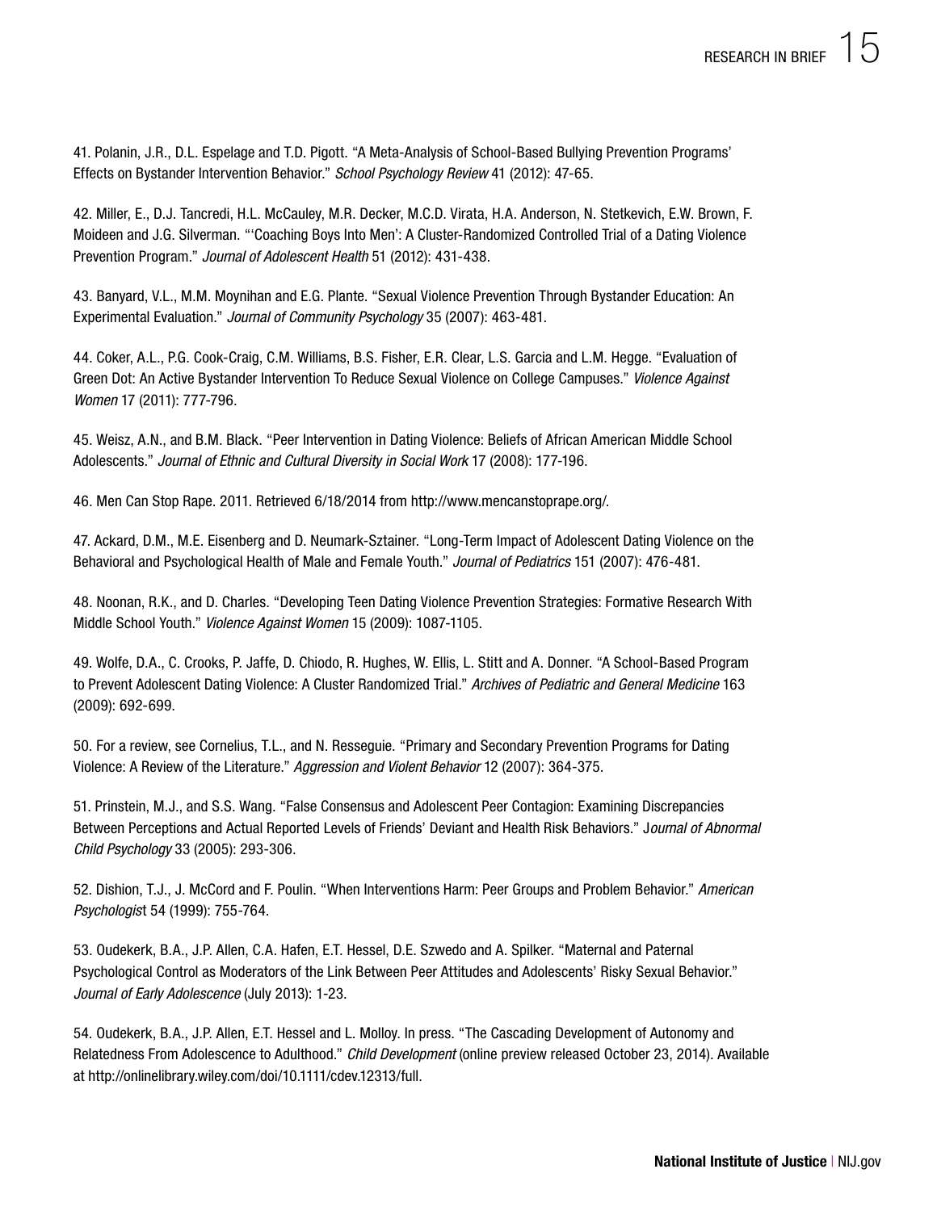41. Polanin, J.R., D.L. Espelage and T.D. Pigott. "A Meta-Analysis of School-Based Bullying Prevention Programs' Effects on Bystander Intervention Behavior." *School Psychology Review* 41 (2012): 47-65.

42. Miller, E., D.J. Tancredi, H.L. McCauley, M.R. Decker, M.C.D. Virata, H.A. Anderson, N. Stetkevich, E.W. Brown, F. Moideen and J.G. Silverman. "'Coaching Boys Into Men': A Cluster-Randomized Controlled Trial of a Dating Violence Prevention Program." *Journal of Adolescent Health* 51 (2012): 431-438.

43. Banyard, V.L., M.M. Moynihan and E.G. Plante. "Sexual Violence Prevention Through Bystander Education: An Experimental Evaluation." *Journal of Community Psychology* 35 (2007): 463-481.

44. Coker, A.L., P.G. Cook-Craig, C.M. Williams, B.S. Fisher, E.R. Clear, L.S. Garcia and L.M. Hegge. "Evaluation of Green Dot: An Active Bystander Intervention To Reduce Sexual Violence on College Campuses." *Violence Against Women* 17 (2011): 777-796.

45. Weisz, A.N., and B.M. Black. "Peer Intervention in Dating Violence: Beliefs of African American Middle School Adolescents." *Journal of Ethnic and Cultural Diversity in Social Work* 17 (2008): 177-196.

46. Men Can Stop Rape. 2011. Retrieved 6/18/2014 from http://www.mencanstoprape.org/.

47. Ackard, D.M., M.E. Eisenberg and D. Neumark-Sztainer. "Long-Term Impact of Adolescent Dating Violence on the Behavioral and Psychological Health of Male and Female Youth." *Journal of Pediatrics* 151 (2007): 476-481.

48. Noonan, R.K., and D. Charles. "Developing Teen Dating Violence Prevention Strategies: Formative Research With Middle School Youth." *Violence Against Women* 15 (2009): 1087-1105.

49. Wolfe, D.A., C. Crooks, P. Jaffe, D. Chiodo, R. Hughes, W. Ellis, L. Stitt and A. Donner. "A School-Based Program to Prevent Adolescent Dating Violence: A Cluster Randomized Trial." *Archives of Pediatric and General Medicine* 163 (2009): 692-699.

50. For a review, see Cornelius, T.L., and N. Resseguie. "Primary and Secondary Prevention Programs for Dating Violence: A Review of the Literature." *Aggression and Violent Behavior* 12 (2007): 364-375.

51. Prinstein, M.J., and S.S. Wang. "False Consensus and Adolescent Peer Contagion: Examining Discrepancies Between Perceptions and Actual Reported Levels of Friends' Deviant and Health Risk Behaviors." J*ournal of Abnormal Child Psychology* 33 (2005): 293-306.

52. Dishion, T.J., J. McCord and F. Poulin. "When Interventions Harm: Peer Groups and Problem Behavior." *American Psychologis*t 54 (1999): 755-764.

53. Oudekerk, B.A., J.P. Allen, C.A. Hafen, E.T. Hessel, D.E. Szwedo and A. Spilker. "Maternal and Paternal Psychological Control as Moderators of the Link Between Peer Attitudes and Adolescents' Risky Sexual Behavior." *Journal of Early Adolescence* (July 2013): 1-23.

54. Oudekerk, B.A., J.P. Allen, E.T. Hessel and L. Molloy. In press. "The Cascading Development of Autonomy and Relatedness From Adolescence to Adulthood." *Child Development* (online preview released October 23, 2014). Available at http://onlinelibrary.wiley.com/doi/10.1111/cdev.12313/full.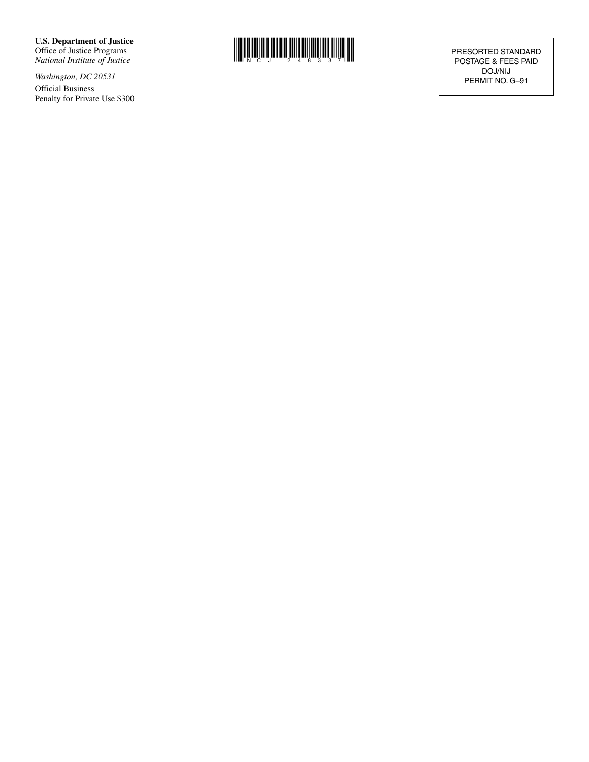**U.S. Department of Justice**
Office of Justice Programs
*National Institute of Justice*

*Washington, DC 20531*

Official Business
Penalty for Private Use $300

NCJ 248337

PRESORTED STANDARD
POSTAGE & FEES PAID
DOJ/NIJ
PERMIT NO. G–91